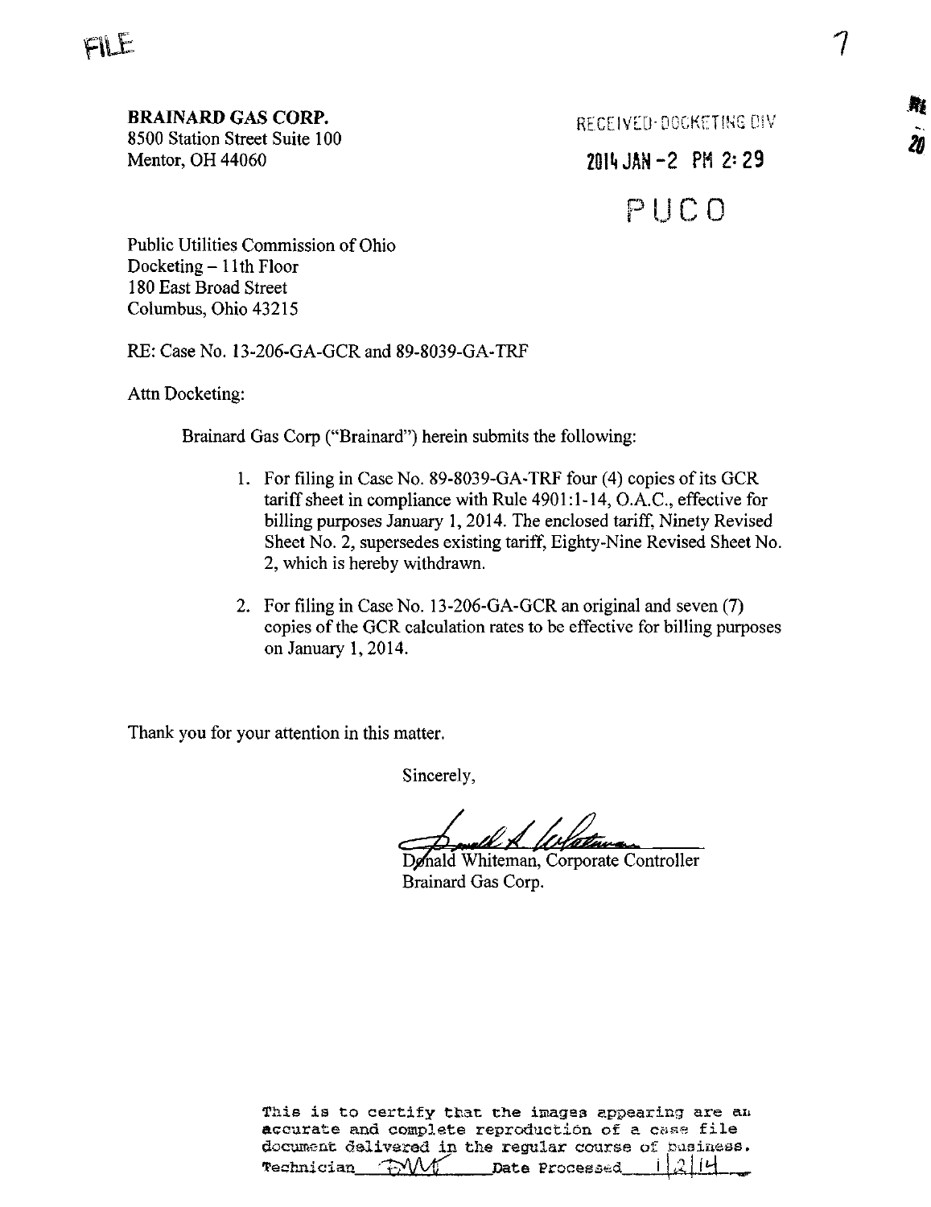FILE

**BRAINARD GAS CORP.**
8500 Station Street Suite 100
Mentor, OH 44060

RECEIVED-DOCKETING DIV
2014 JAN -2 PM 2:29
PUCO

Public Utilities Commission of Ohio
Docketing – 11th Floor
180 East Broad Street
Columbus, Ohio 43215

RE: Case No. 13-206-GA-GCR and 89-8039-GA-TRF

Attn Docketing:

Brainard Gas Corp ("Brainard") herein submits the following:

1. For filing in Case No. 89-8039-GA-TRF four (4) copies of its GCR tariff sheet in compliance with Rule 4901:1-14, O.A.C., effective for billing purposes January 1, 2014. The enclosed tariff, Ninety Revised Sheet No. 2, supersedes existing tariff, Eighty-Nine Revised Sheet No. 2, which is hereby withdrawn.

2. For filing in Case No. 13-206-GA-GCR an original and seven (7) copies of the GCR calculation rates to be effective for billing purposes on January 1, 2014.

Thank you for your attention in this matter.

Sincerely,

Donald Whiteman, Corporate Controller
Brainard Gas Corp.

This is to certify that the images appearing are an accurate and complete reproduction of a case file document delivered in the regular course of business.
Technician DMT Date Processed 1/2/14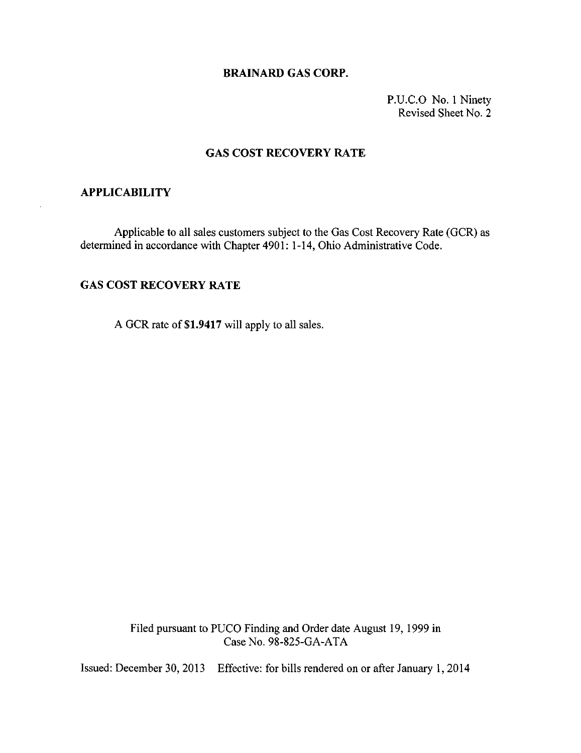**BRAINARD GAS CORP.**

P.U.C.O No. 1 Ninety
Revised Sheet No. 2

## GAS COST RECOVERY RATE

### APPLICABILITY

Applicable to all sales customers subject to the Gas Cost Recovery Rate (GCR) as determined in accordance with Chapter 4901: 1-14, Ohio Administrative Code.

### GAS COST RECOVERY RATE

A GCR rate of **$1.9417** will apply to all sales.

Filed pursuant to PUCO Finding and Order date August 19, 1999 in Case No. 98-825-GA-ATA

Issued: December 30, 2013 Effective: for bills rendered on or after January 1, 2014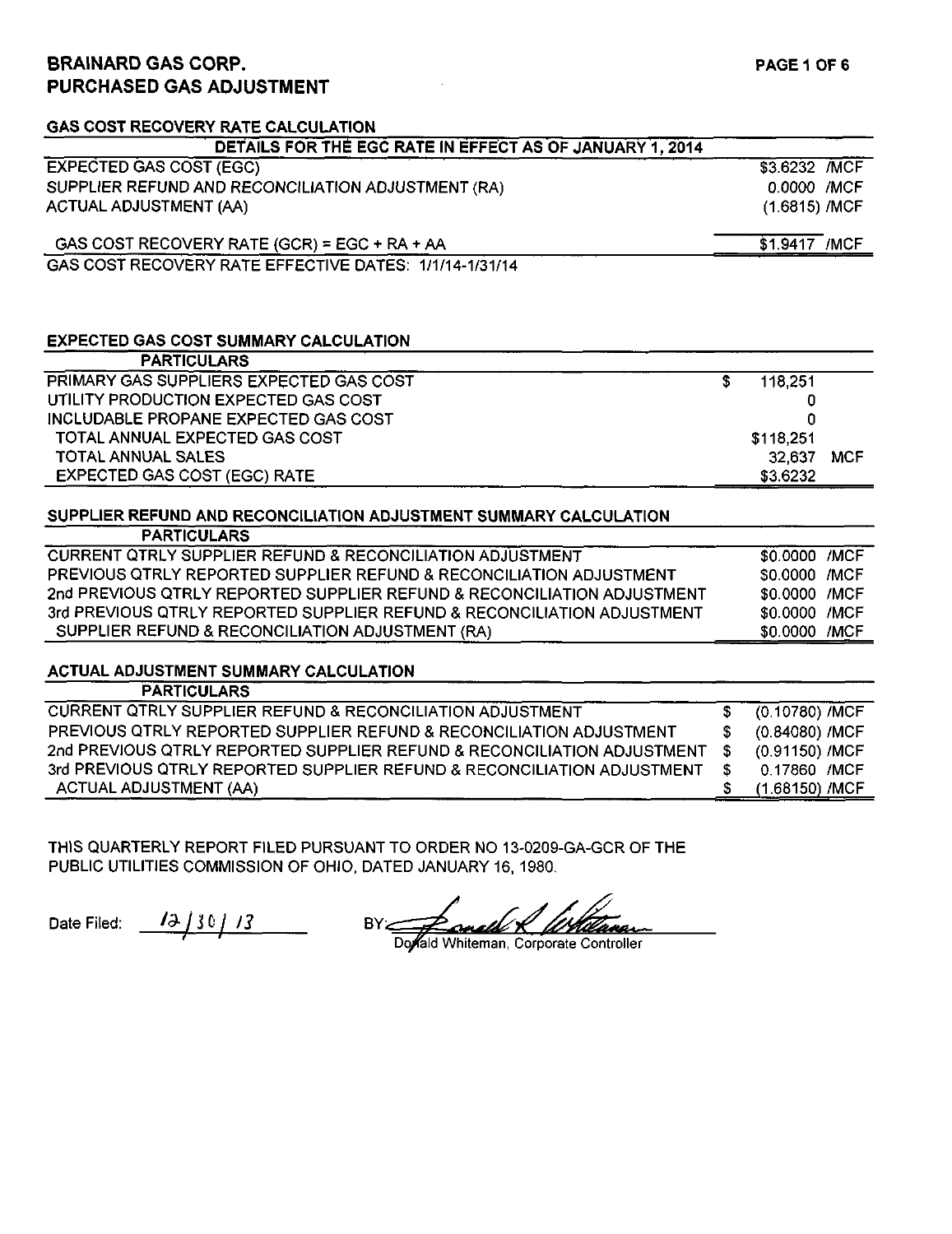# BRAINARD GAS CORP.
# PURCHASED GAS ADJUSTMENT

## GAS COST RECOVERY RATE CALCULATION

| DETAILS FOR THE EGC RATE IN EFFECT AS OF JANUARY 1, 2014 | |
|---|---|
| EXPECTED GAS COST (EGC) | \$3.6232 /MCF |
| SUPPLIER REFUND AND RECONCILIATION ADJUSTMENT (RA) | 0.0000 /MCF |
| ACTUAL ADJUSTMENT (AA) | (1.6815) /MCF |
| GAS COST RECOVERY RATE (GCR) = EGC + RA + AA | \$1.9417 /MCF |

GAS COST RECOVERY RATE EFFECTIVE DATES: 1/1/14-1/31/14

## EXPECTED GAS COST SUMMARY CALCULATION

| PARTICULARS | | |
|---|---|---|
| PRIMARY GAS SUPPLIERS EXPECTED GAS COST | \$ 118,251 | |
| UTILITY PRODUCTION EXPECTED GAS COST | 0 | |
| INCLUDABLE PROPANE EXPECTED GAS COST | 0 | |
| TOTAL ANNUAL EXPECTED GAS COST | \$118,251 | |
| TOTAL ANNUAL SALES | 32,637 | MCF |
| EXPECTED GAS COST (EGC) RATE | \$3.6232 | |

## SUPPLIER REFUND AND RECONCILIATION ADJUSTMENT SUMMARY CALCULATION

| PARTICULARS | |
|---|---|
| CURRENT QTRLY SUPPLIER REFUND & RECONCILIATION ADJUSTMENT | \$0.0000 /MCF |
| PREVIOUS QTRLY REPORTED SUPPLIER REFUND & RECONCILIATION ADJUSTMENT | \$0.0000 /MCF |
| 2nd PREVIOUS QTRLY REPORTED SUPPLIER REFUND & RECONCILIATION ADJUSTMENT | \$0.0000 /MCF |
| 3rd PREVIOUS QTRLY REPORTED SUPPLIER REFUND & RECONCILIATION ADJUSTMENT | \$0.0000 /MCF |
| SUPPLIER REFUND & RECONCILIATION ADJUSTMENT (RA) | \$0.0000 /MCF |

## ACTUAL ADJUSTMENT SUMMARY CALCULATION

| PARTICULARS | | |
|---|---|---|
| CURRENT QTRLY SUPPLIER REFUND & RECONCILIATION ADJUSTMENT | \$ | (0.10780) /MCF |
| PREVIOUS QTRLY REPORTED SUPPLIER REFUND & RECONCILIATION ADJUSTMENT | \$ | (0.84080) /MCF |
| 2nd PREVIOUS QTRLY REPORTED SUPPLIER REFUND & RECONCILIATION ADJUSTMENT | \$ | (0.91150) /MCF |
| 3rd PREVIOUS QTRLY REPORTED SUPPLIER REFUND & RECONCILIATION ADJUSTMENT | \$ | 0.17860 /MCF |
| ACTUAL ADJUSTMENT (AA) | \$ | (1.68150) /MCF |

THIS QUARTERLY REPORT FILED PURSUANT TO ORDER NO 13-0209-GA-GCR OF THE PUBLIC UTILITIES COMMISSION OF OHIO, DATED JANUARY 16, 1980.

Date Filed: 12/30/13

BY: Donald Whiteman, Corporate Controller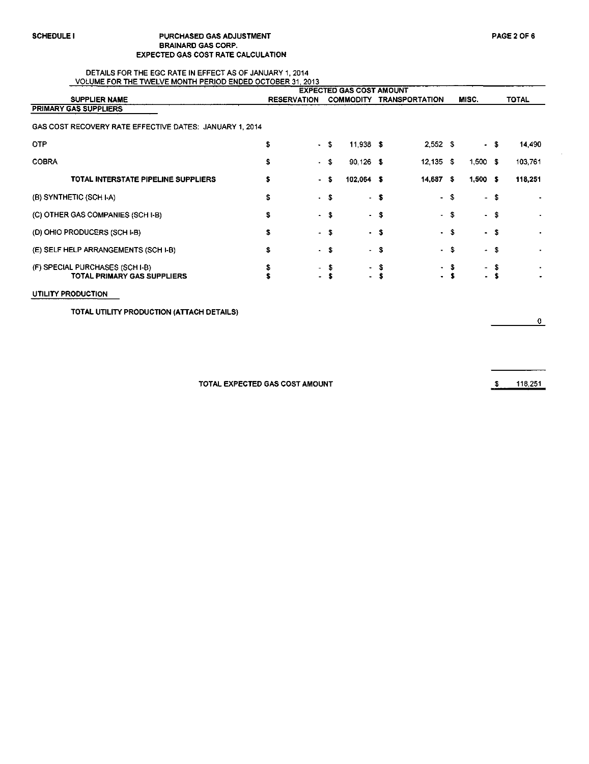SCHEDULE I

**PURCHASED GAS ADJUSTMENT**
**BRAINARD GAS CORP.**
**EXPECTED GAS COST RATE CALCULATION**

DETAILS FOR THE EGC RATE IN EFFECT AS OF JANUARY 1, 2014
VOLUME FOR THE TWELVE MONTH PERIOD ENDED OCTOBER 31, 2013

| SUPPLIER NAME | EXPECTED GAS COST AMOUNT RESERVATION | COMMODITY | TRANSPORTATION | MISC. | TOTAL |
|---|---|---|---|---|---|
| **PRIMARY GAS SUPPLIERS** | | | | | |
| GAS COST RECOVERY RATE EFFECTIVE DATES: JANUARY 1, 2014 | | | | | |
| OTP | $ - | $ 11,938 | $ 2,552 | $ - | $ 14,490 |
| COBRA | $ - | $ 90,126 | $ 12,135 | $ 1,500 | $ 103,761 |
| **TOTAL INTERSTATE PIPELINE SUPPLIERS** | $ - | $ 102,064 | $ 14,687 | $ 1,500 | $ 118,251 |
| (B) SYNTHETIC (SCH I-A) | $ - | $ - | $ - | $ - | $ - |
| (C) OTHER GAS COMPANIES (SCH I-B) | $ - | $ - | $ - | $ - | $ - |
| (D) OHIO PRODUCERS (SCH I-B) | $ - | $ - | $ - | $ - | $ - |
| (E) SELF HELP ARRANGEMENTS (SCH I-B) | $ - | $ - | $ - | $ - | $ - |
| (F) SPECIAL PURCHASES (SCH I-B) | $ - | $ - | $ - | $ - | $ - |
| **TOTAL PRIMARY GAS SUPPLIERS** | $ - | $ - | $ - | $ - | $ - |
| **UTILITY PRODUCTION** | | | | | |
| **TOTAL UTILITY PRODUCTION (ATTACH DETAILS)** | | | | | 0 |
| **TOTAL EXPECTED GAS COST AMOUNT** | | | | | $ 118,251 |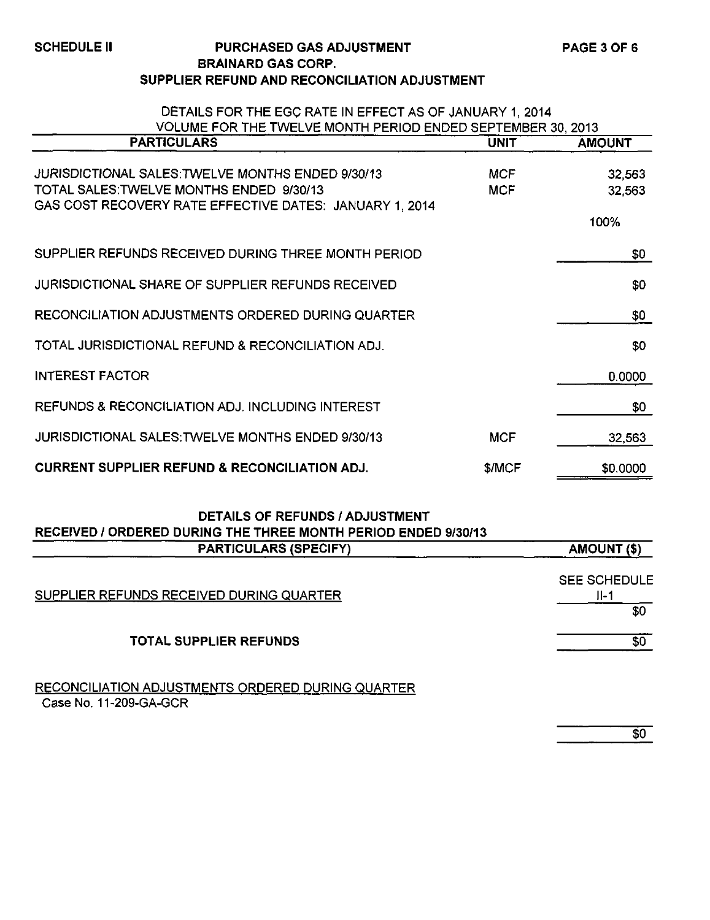**SCHEDULE II**

# PURCHASED GAS ADJUSTMENT
## BRAINARD GAS CORP.
## SUPPLIER REFUND AND RECONCILIATION ADJUSTMENT

DETAILS FOR THE EGC RATE IN EFFECT AS OF JANUARY 1, 2014
VOLUME FOR THE TWELVE MONTH PERIOD ENDED SEPTEMBER 30, 2013

| PARTICULARS | UNIT | AMOUNT |
|---|---|---|
| JURISDICTIONAL SALES:TWELVE MONTHS ENDED 9/30/13 | MCF | 32,563 |
| TOTAL SALES:TWELVE MONTHS ENDED 9/30/13 | MCF | 32,563 |
| GAS COST RECOVERY RATE EFFECTIVE DATES: JANUARY 1, 2014 | | |
| | | 100% |
| SUPPLIER REFUNDS RECEIVED DURING THREE MONTH PERIOD | | $0 |
| JURISDICTIONAL SHARE OF SUPPLIER REFUNDS RECEIVED | | $0 |
| RECONCILIATION ADJUSTMENTS ORDERED DURING QUARTER | | $0 |
| TOTAL JURISDICTIONAL REFUND & RECONCILIATION ADJ. | | $0 |
| INTEREST FACTOR | | 0.0000 |
| REFUNDS & RECONCILIATION ADJ. INCLUDING INTEREST | | $0 |
| JURISDICTIONAL SALES:TWELVE MONTHS ENDED 9/30/13 | MCF | 32,563 |
| **CURRENT SUPPLIER REFUND & RECONCILIATION ADJ.** | $/MCF | $0.0000 |

**DETAILS OF REFUNDS / ADJUSTMENT**
**RECEIVED / ORDERED DURING THE THREE MONTH PERIOD ENDED 9/30/13**

| PARTICULARS (SPECIFY) | AMOUNT ($) |
|---|---|
| SUPPLIER REFUNDS RECEIVED DURING QUARTER | SEE SCHEDULE II-1 |
| | $0 |
| **TOTAL SUPPLIER REFUNDS** | $0 |
| RECONCILIATION ADJUSTMENTS ORDERED DURING QUARTER | |
| Case No. 11-209-GA-GCR | |
| | $0 |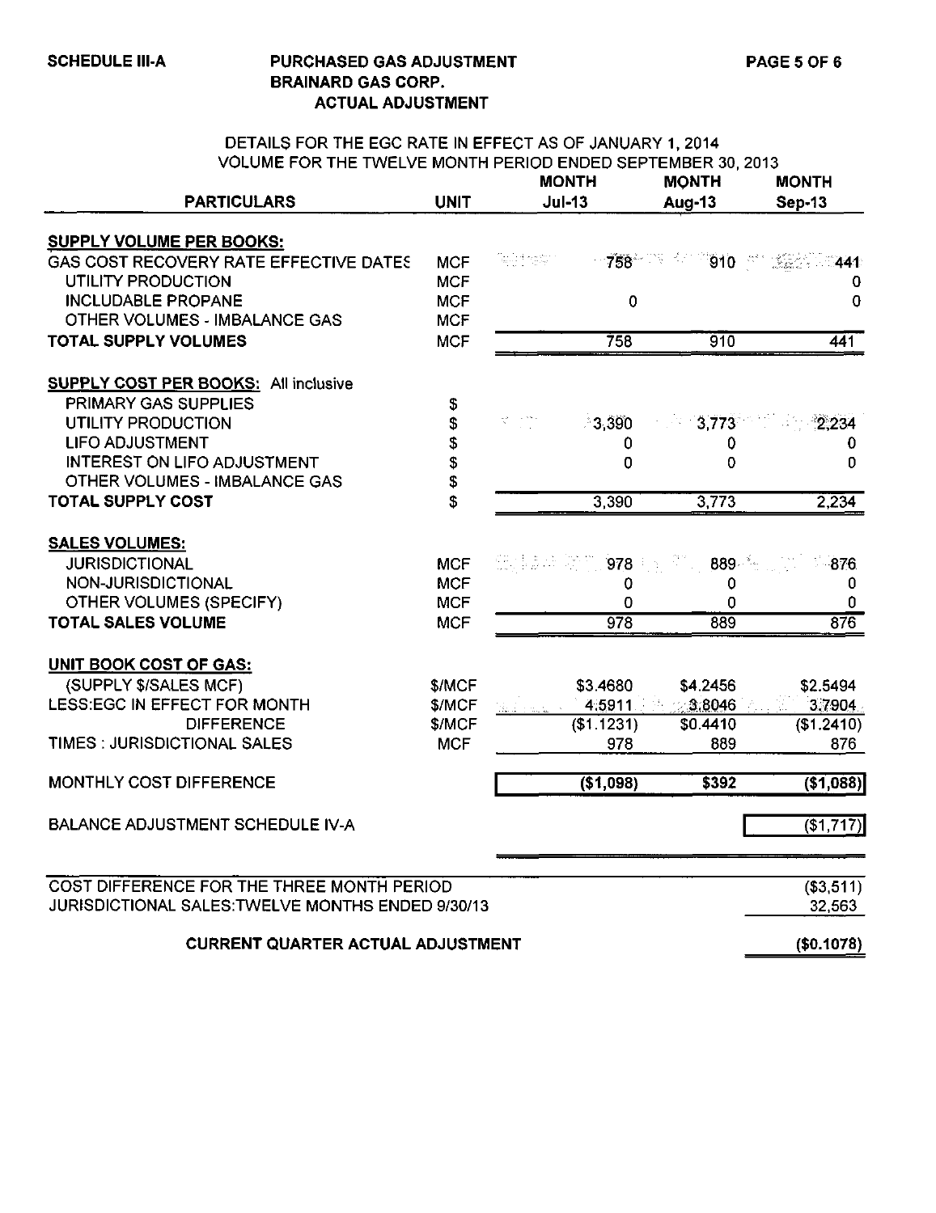**SCHEDULE III-A**

# PURCHASED GAS ADJUSTMENT
## BRAINARD GAS CORP.
### ACTUAL ADJUSTMENT

DETAILS FOR THE EGC RATE IN EFFECT AS OF JANUARY 1, 2014
VOLUME FOR THE TWELVE MONTH PERIOD ENDED SEPTEMBER 30, 2013

| PARTICULARS | UNIT | MONTH Jul-13 | MONTH Aug-13 | MONTH Sep-13 |
|---|---|---|---|---|
| **SUPPLY VOLUME PER BOOKS:** | | | | |
| GAS COST RECOVERY RATE EFFECTIVE DATES | MCF | 758 | 910 | 441 |
| UTILITY PRODUCTION | MCF | | | 0 |
| INCLUDABLE PROPANE | MCF | 0 | | 0 |
| OTHER VOLUMES - IMBALANCE GAS | MCF | | | |
| **TOTAL SUPPLY VOLUMES** | MCF | 758 | 910 | 441 |
| **SUPPLY COST PER BOOKS:** All inclusive | | | | |
| PRIMARY GAS SUPPLIES | $ | | | |
| UTILITY PRODUCTION | $ | 3,390 | 3,773 | 2,234 |
| LIFO ADJUSTMENT | $ | 0 | 0 | 0 |
| INTEREST ON LIFO ADJUSTMENT | $ | 0 | 0 | 0 |
| OTHER VOLUMES - IMBALANCE GAS | $ | | | |
| **TOTAL SUPPLY COST** | $ | 3,390 | 3,773 | 2,234 |
| **SALES VOLUMES:** | | | | |
| JURISDICTIONAL | MCF | 978 | 889 | 876 |
| NON-JURISDICTIONAL | MCF | 0 | 0 | 0 |
| OTHER VOLUMES (SPECIFY) | MCF | 0 | 0 | 0 |
| **TOTAL SALES VOLUME** | MCF | 978 | 889 | 876 |
| **UNIT BOOK COST OF GAS:** | | | | |
| (SUPPLY $/SALES MCF) | $/MCF | $3.4680 | $4.2456 | $2.5494 |
| LESS:EGC IN EFFECT FOR MONTH | $/MCF | 4.5911 | 3.8046 | 3.7904 |
| DIFFERENCE | $/MCF | ($1.1231) | $0.4410 | ($1.2410) |
| TIMES : JURISDICTIONAL SALES | MCF | 978 | 889 | 876 |
| MONTHLY COST DIFFERENCE | | ($1,098) | $392 | ($1,088) |
| BALANCE ADJUSTMENT SCHEDULE IV-A | | | | ($1,717) |
| COST DIFFERENCE FOR THE THREE MONTH PERIOD | | | | ($3,511) |
| JURISDICTIONAL SALES:TWELVE MONTHS ENDED 9/30/13 | | | | 32,563 |
| **CURRENT QUARTER ACTUAL ADJUSTMENT** | | | | **($0.1078)** |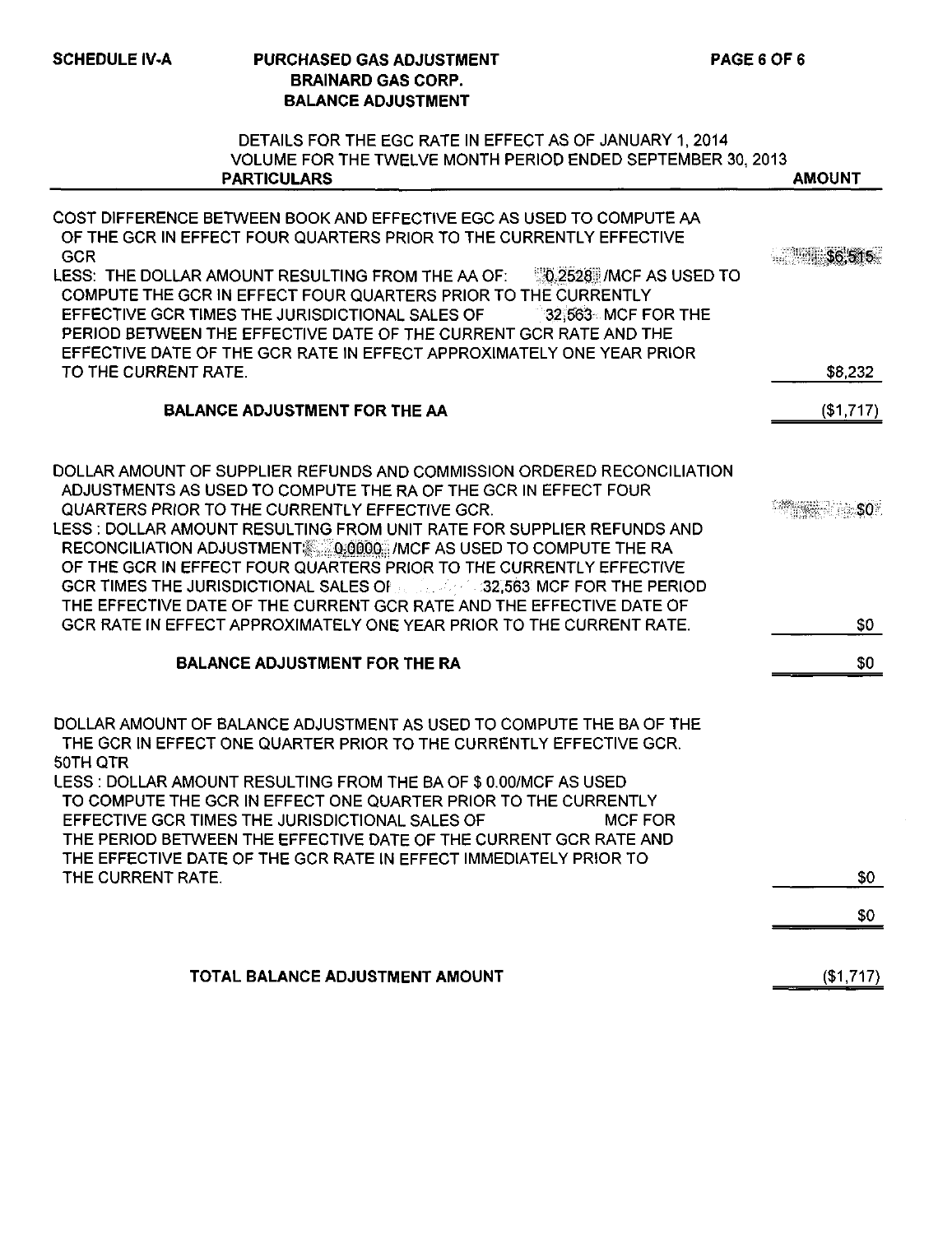**SCHEDULE IV-A**

**PURCHASED GAS ADJUSTMENT**
**BRAINARD GAS CORP.**
**BALANCE ADJUSTMENT**

DETAILS FOR THE EGC RATE IN EFFECT AS OF JANUARY 1, 2014
VOLUME FOR THE TWELVE MONTH PERIOD ENDED SEPTEMBER 30, 2013

| PARTICULARS | AMOUNT |
| --- | --- |
| COST DIFFERENCE BETWEEN BOOK AND EFFECTIVE EGC AS USED TO COMPUTE AA OF THE GCR IN EFFECT FOUR QUARTERS PRIOR TO THE CURRENTLY EFFECTIVE GCR | $6,515 |
| LESS: THE DOLLAR AMOUNT RESULTING FROM THE AA OF: 0.2528 /MCF AS USED TO COMPUTE THE GCR IN EFFECT FOUR QUARTERS PRIOR TO THE CURRENTLY EFFECTIVE GCR TIMES THE JURISDICTIONAL SALES OF 32,563 MCF FOR THE PERIOD BETWEEN THE EFFECTIVE DATE OF THE CURRENT GCR RATE AND THE EFFECTIVE DATE OF THE GCR RATE IN EFFECT APPROXIMATELY ONE YEAR PRIOR TO THE CURRENT RATE. | $8,232 |
| **BALANCE ADJUSTMENT FOR THE AA** | ($1,717) |
| DOLLAR AMOUNT OF SUPPLIER REFUNDS AND COMMISSION ORDERED RECONCILIATION ADJUSTMENTS AS USED TO COMPUTE THE RA OF THE GCR IN EFFECT FOUR QUARTERS PRIOR TO THE CURRENTLY EFFECTIVE GCR. | $0 |
| LESS : DOLLAR AMOUNT RESULTING FROM UNIT RATE FOR SUPPLIER REFUNDS AND RECONCILIATION ADJUSTMENT: 0.0000 /MCF AS USED TO COMPUTE THE RA OF THE GCR IN EFFECT FOUR QUARTERS PRIOR TO THE CURRENTLY EFFECTIVE GCR TIMES THE JURISDICTIONAL SALES OF 32,563 MCF FOR THE PERIOD THE EFFECTIVE DATE OF THE CURRENT GCR RATE AND THE EFFECTIVE DATE OF GCR RATE IN EFFECT APPROXIMATELY ONE YEAR PRIOR TO THE CURRENT RATE. | $0 |
| **BALANCE ADJUSTMENT FOR THE RA** | $0 |
| DOLLAR AMOUNT OF BALANCE ADJUSTMENT AS USED TO COMPUTE THE BA OF THE THE GCR IN EFFECT ONE QUARTER PRIOR TO THE CURRENTLY EFFECTIVE GCR. 50TH QTR | |
| LESS : DOLLAR AMOUNT RESULTING FROM THE BA OF $ 0.00/MCF AS USED TO COMPUTE THE GCR IN EFFECT ONE QUARTER PRIOR TO THE CURRENTLY EFFECTIVE GCR TIMES THE JURISDICTIONAL SALES OF MCF FOR THE PERIOD BETWEEN THE EFFECTIVE DATE OF THE CURRENT GCR RATE AND THE EFFECTIVE DATE OF THE GCR RATE IN EFFECT IMMEDIATELY PRIOR TO THE CURRENT RATE. | $0 |
| | $0 |
| **TOTAL BALANCE ADJUSTMENT AMOUNT** | ($1,717) |